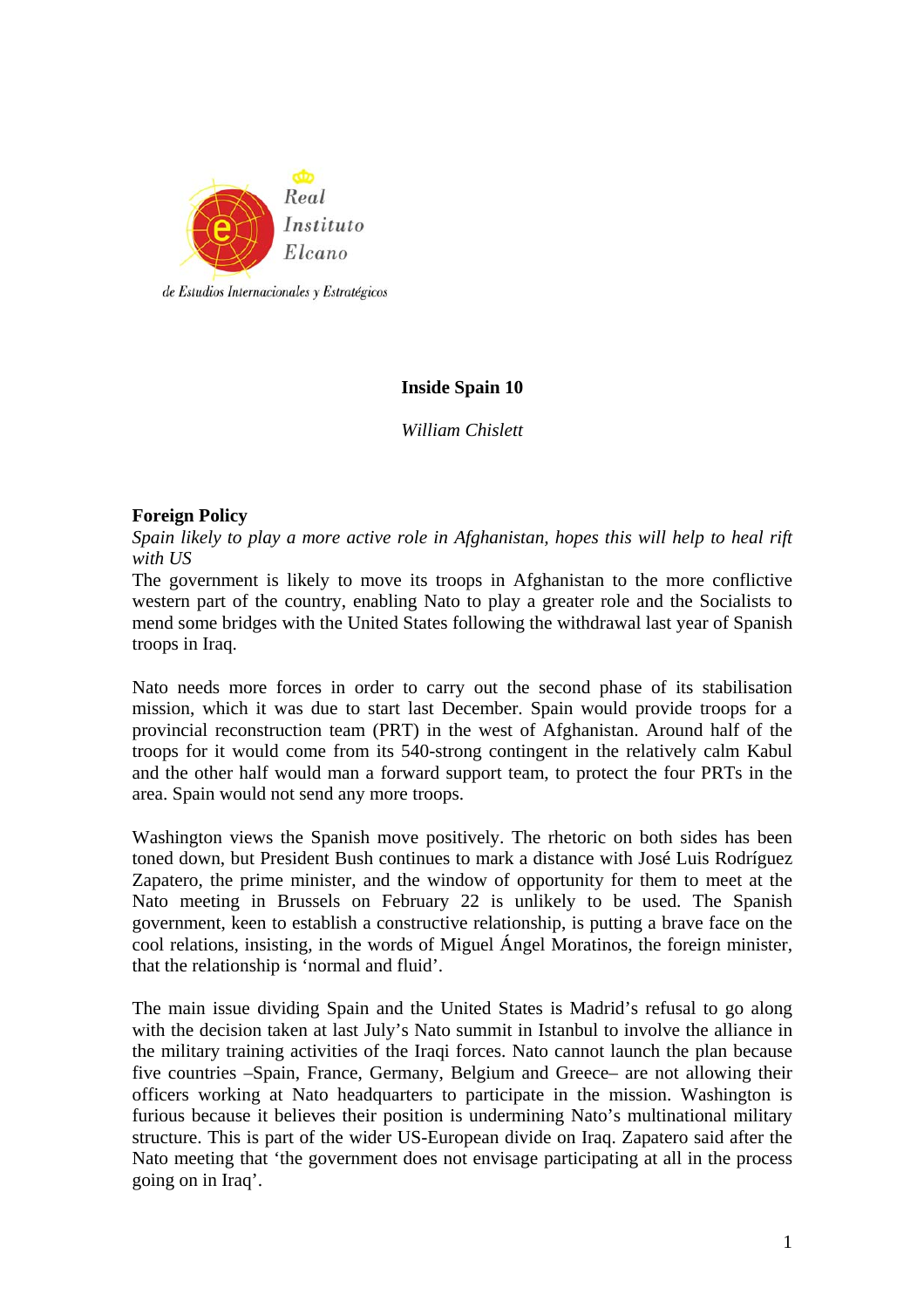Real Instituto Elcano de Estudios Internacionales y Estratégicos

# Inside Spain 10

*William Chislett*

## Foreign Policy

*Spain likely to play a more active role in Afghanistan, hopes this will help to heal rift with US*

The government is likely to move its troops in Afghanistan to the more conflictive western part of the country, enabling Nato to play a greater role and the Socialists to mend some bridges with the United States following the withdrawal last year of Spanish troops in Iraq.

Nato needs more forces in order to carry out the second phase of its stabilisation mission, which it was due to start last December. Spain would provide troops for a provincial reconstruction team (PRT) in the west of Afghanistan. Around half of the troops for it would come from its 540-strong contingent in the relatively calm Kabul and the other half would man a forward support team, to protect the four PRTs in the area. Spain would not send any more troops.

Washington views the Spanish move positively. The rhetoric on both sides has been toned down, but President Bush continues to mark a distance with José Luis Rodríguez Zapatero, the prime minister, and the window of opportunity for them to meet at the Nato meeting in Brussels on February 22 is unlikely to be used. The Spanish government, keen to establish a constructive relationship, is putting a brave face on the cool relations, insisting, in the words of Miguel Ángel Moratinos, the foreign minister, that the relationship is 'normal and fluid'.

The main issue dividing Spain and the United States is Madrid's refusal to go along with the decision taken at last July's Nato summit in Istanbul to involve the alliance in the military training activities of the Iraqi forces. Nato cannot launch the plan because five countries –Spain, France, Germany, Belgium and Greece– are not allowing their officers working at Nato headquarters to participate in the mission. Washington is furious because it believes their position is undermining Nato's multinational military structure. This is part of the wider US-European divide on Iraq. Zapatero said after the Nato meeting that 'the government does not envisage participating at all in the process going on in Iraq'.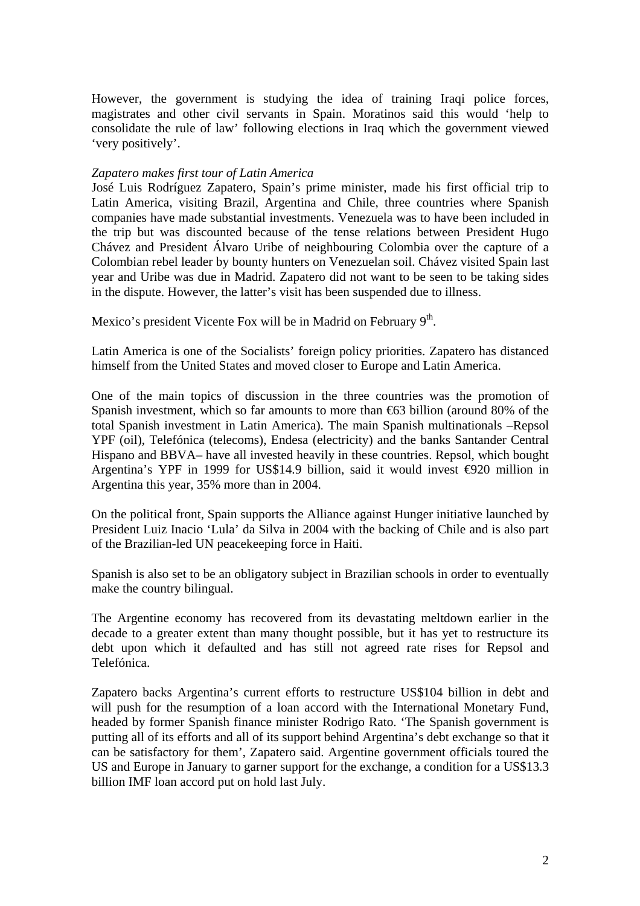However, the government is studying the idea of training Iraqi police forces, magistrates and other civil servants in Spain. Moratinos said this would 'help to consolidate the rule of law' following elections in Iraq which the government viewed 'very positively'.

*Zapatero makes first tour of Latin America*

José Luis Rodríguez Zapatero, Spain's prime minister, made his first official trip to Latin America, visiting Brazil, Argentina and Chile, three countries where Spanish companies have made substantial investments. Venezuela was to have been included in the trip but was discounted because of the tense relations between President Hugo Chávez and President Álvaro Uribe of neighbouring Colombia over the capture of a Colombian rebel leader by bounty hunters on Venezuelan soil. Chávez visited Spain last year and Uribe was due in Madrid. Zapatero did not want to be seen to be taking sides in the dispute. However, the latter's visit has been suspended due to illness.

Mexico's president Vicente Fox will be in Madrid on February 9th.

Latin America is one of the Socialists' foreign policy priorities. Zapatero has distanced himself from the United States and moved closer to Europe and Latin America.

One of the main topics of discussion in the three countries was the promotion of Spanish investment, which so far amounts to more than €63 billion (around 80% of the total Spanish investment in Latin America). The main Spanish multinationals –Repsol YPF (oil), Telefónica (telecoms), Endesa (electricity) and the banks Santander Central Hispano and BBVA– have all invested heavily in these countries. Repsol, which bought Argentina's YPF in 1999 for US$14.9 billion, said it would invest €920 million in Argentina this year, 35% more than in 2004.

On the political front, Spain supports the Alliance against Hunger initiative launched by President Luiz Inacio 'Lula' da Silva in 2004 with the backing of Chile and is also part of the Brazilian-led UN peacekeeping force in Haiti.

Spanish is also set to be an obligatory subject in Brazilian schools in order to eventually make the country bilingual.

The Argentine economy has recovered from its devastating meltdown earlier in the decade to a greater extent than many thought possible, but it has yet to restructure its debt upon which it defaulted and has still not agreed rate rises for Repsol and Telefónica.

Zapatero backs Argentina's current efforts to restructure US$104 billion in debt and will push for the resumption of a loan accord with the International Monetary Fund, headed by former Spanish finance minister Rodrigo Rato. 'The Spanish government is putting all of its efforts and all of its support behind Argentina's debt exchange so that it can be satisfactory for them', Zapatero said. Argentine government officials toured the US and Europe in January to garner support for the exchange, a condition for a US$13.3 billion IMF loan accord put on hold last July.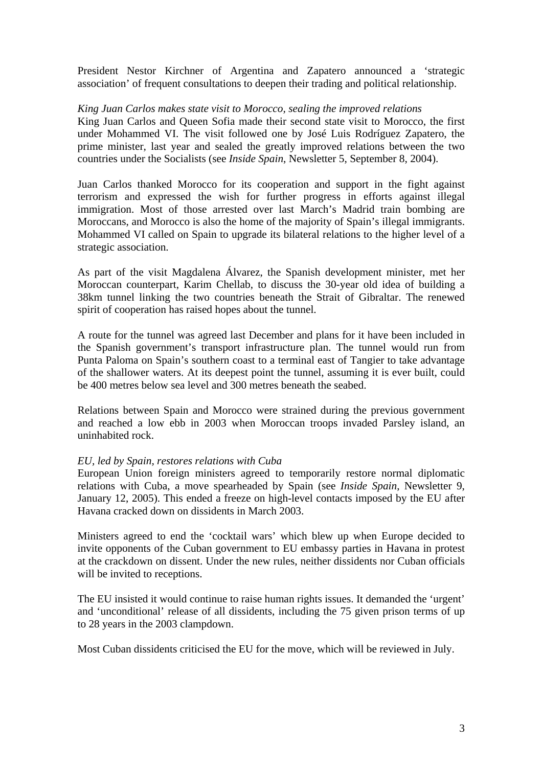President Nestor Kirchner of Argentina and Zapatero announced a 'strategic association' of frequent consultations to deepen their trading and political relationship.

*King Juan Carlos makes state visit to Morocco, sealing the improved relations*

King Juan Carlos and Queen Sofia made their second state visit to Morocco, the first under Mohammed VI. The visit followed one by José Luis Rodríguez Zapatero, the prime minister, last year and sealed the greatly improved relations between the two countries under the Socialists (see *Inside Spain*, Newsletter 5, September 8, 2004).

Juan Carlos thanked Morocco for its cooperation and support in the fight against terrorism and expressed the wish for further progress in efforts against illegal immigration. Most of those arrested over last March's Madrid train bombing are Moroccans, and Morocco is also the home of the majority of Spain's illegal immigrants. Mohammed VI called on Spain to upgrade its bilateral relations to the higher level of a strategic association.

As part of the visit Magdalena Álvarez, the Spanish development minister, met her Moroccan counterpart, Karim Chellab, to discuss the 30-year old idea of building a 38km tunnel linking the two countries beneath the Strait of Gibraltar. The renewed spirit of cooperation has raised hopes about the tunnel.

A route for the tunnel was agreed last December and plans for it have been included in the Spanish government's transport infrastructure plan. The tunnel would run from Punta Paloma on Spain's southern coast to a terminal east of Tangier to take advantage of the shallower waters. At its deepest point the tunnel, assuming it is ever built, could be 400 metres below sea level and 300 metres beneath the seabed.

Relations between Spain and Morocco were strained during the previous government and reached a low ebb in 2003 when Moroccan troops invaded Parsley island, an uninhabited rock.

*EU, led by Spain, restores relations with Cuba*

European Union foreign ministers agreed to temporarily restore normal diplomatic relations with Cuba, a move spearheaded by Spain (see *Inside Spain*, Newsletter 9, January 12, 2005). This ended a freeze on high-level contacts imposed by the EU after Havana cracked down on dissidents in March 2003.

Ministers agreed to end the 'cocktail wars' which blew up when Europe decided to invite opponents of the Cuban government to EU embassy parties in Havana in protest at the crackdown on dissent. Under the new rules, neither dissidents nor Cuban officials will be invited to receptions.

The EU insisted it would continue to raise human rights issues. It demanded the 'urgent' and 'unconditional' release of all dissidents, including the 75 given prison terms of up to 28 years in the 2003 clampdown.

Most Cuban dissidents criticised the EU for the move, which will be reviewed in July.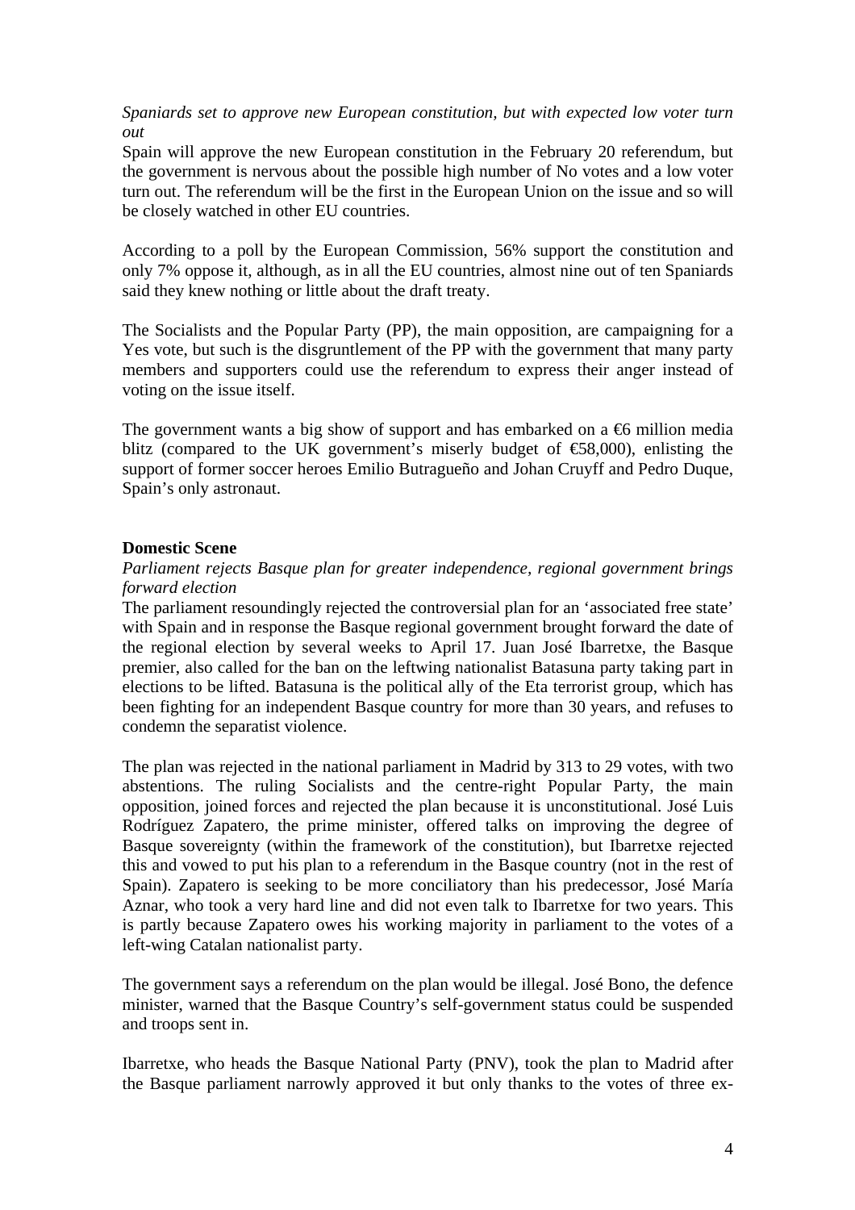*Spaniards set to approve new European constitution, but with expected low voter turn out*

Spain will approve the new European constitution in the February 20 referendum, but the government is nervous about the possible high number of No votes and a low voter turn out. The referendum will be the first in the European Union on the issue and so will be closely watched in other EU countries.

According to a poll by the European Commission, 56% support the constitution and only 7% oppose it, although, as in all the EU countries, almost nine out of ten Spaniards said they knew nothing or little about the draft treaty.

The Socialists and the Popular Party (PP), the main opposition, are campaigning for a Yes vote, but such is the disgruntlement of the PP with the government that many party members and supporters could use the referendum to express their anger instead of voting on the issue itself.

The government wants a big show of support and has embarked on a €6 million media blitz (compared to the UK government's miserly budget of €58,000), enlisting the support of former soccer heroes Emilio Butragueño and Johan Cruyff and Pedro Duque, Spain's only astronaut.

## Domestic Scene

*Parliament rejects Basque plan for greater independence, regional government brings forward election*

The parliament resoundingly rejected the controversial plan for an 'associated free state' with Spain and in response the Basque regional government brought forward the date of the regional election by several weeks to April 17. Juan José Ibarretxe, the Basque premier, also called for the ban on the leftwing nationalist Batasuna party taking part in elections to be lifted. Batasuna is the political ally of the Eta terrorist group, which has been fighting for an independent Basque country for more than 30 years, and refuses to condemn the separatist violence.

The plan was rejected in the national parliament in Madrid by 313 to 29 votes, with two abstentions. The ruling Socialists and the centre-right Popular Party, the main opposition, joined forces and rejected the plan because it is unconstitutional. José Luis Rodríguez Zapatero, the prime minister, offered talks on improving the degree of Basque sovereignty (within the framework of the constitution), but Ibarretxe rejected this and vowed to put his plan to a referendum in the Basque country (not in the rest of Spain). Zapatero is seeking to be more conciliatory than his predecessor, José María Aznar, who took a very hard line and did not even talk to Ibarretxe for two years. This is partly because Zapatero owes his working majority in parliament to the votes of a left-wing Catalan nationalist party.

The government says a referendum on the plan would be illegal. José Bono, the defence minister, warned that the Basque Country's self-government status could be suspended and troops sent in.

Ibarretxe, who heads the Basque National Party (PNV), took the plan to Madrid after the Basque parliament narrowly approved it but only thanks to the votes of three ex-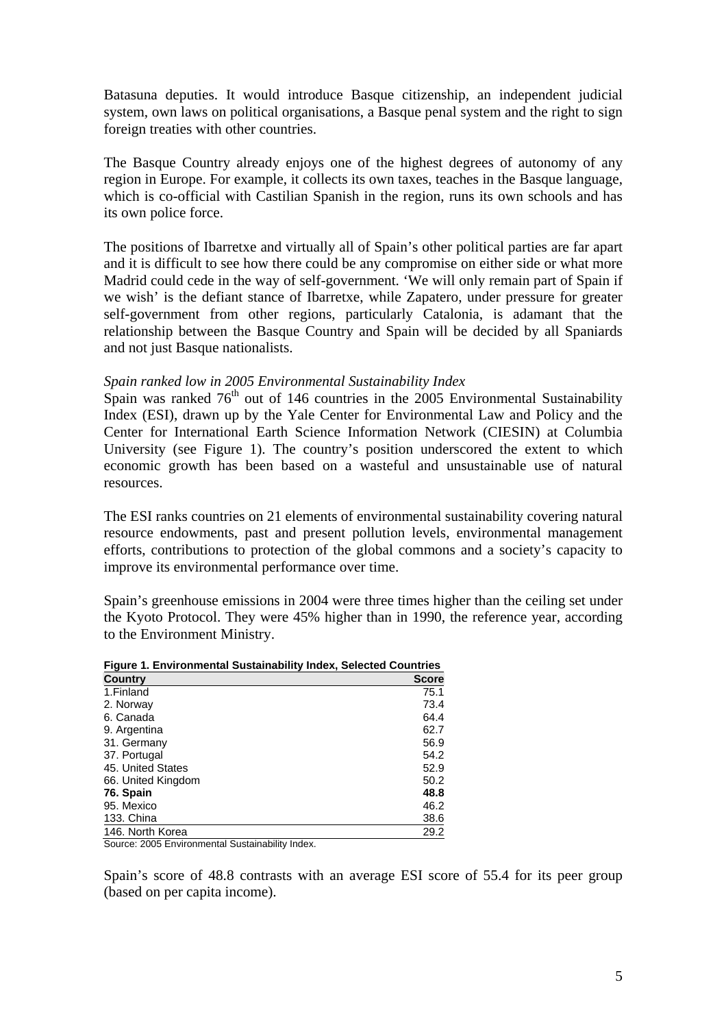Batasuna deputies. It would introduce Basque citizenship, an independent judicial system, own laws on political organisations, a Basque penal system and the right to sign foreign treaties with other countries.

The Basque Country already enjoys one of the highest degrees of autonomy of any region in Europe. For example, it collects its own taxes, teaches in the Basque language, which is co-official with Castilian Spanish in the region, runs its own schools and has its own police force.

The positions of Ibarretxe and virtually all of Spain's other political parties are far apart and it is difficult to see how there could be any compromise on either side or what more Madrid could cede in the way of self-government. 'We will only remain part of Spain if we wish' is the defiant stance of Ibarretxe, while Zapatero, under pressure for greater self-government from other regions, particularly Catalonia, is adamant that the relationship between the Basque Country and Spain will be decided by all Spaniards and not just Basque nationalists.

*Spain ranked low in 2005 Environmental Sustainability Index*

Spain was ranked 76th out of 146 countries in the 2005 Environmental Sustainability Index (ESI), drawn up by the Yale Center for Environmental Law and Policy and the Center for International Earth Science Information Network (CIESIN) at Columbia University (see Figure 1). The country's position underscored the extent to which economic growth has been based on a wasteful and unsustainable use of natural resources.

The ESI ranks countries on 21 elements of environmental sustainability covering natural resource endowments, past and present pollution levels, environmental management efforts, contributions to protection of the global commons and a society's capacity to improve its environmental performance over time.

Spain's greenhouse emissions in 2004 were three times higher than the ceiling set under the Kyoto Protocol. They were 45% higher than in 1990, the reference year, according to the Environment Ministry.

**Figure 1. Environmental Sustainability Index, Selected Countries**

| Country | Score |
|---|---|
| 1.Finland | 75.1 |
| 2. Norway | 73.4 |
| 6. Canada | 64.4 |
| 9. Argentina | 62.7 |
| 31. Germany | 56.9 |
| 37. Portugal | 54.2 |
| 45. United States | 52.9 |
| 66. United Kingdom | 50.2 |
| **76. Spain** | **48.8** |
| 95. Mexico | 46.2 |
| 133. China | 38.6 |
| 146. North Korea | 29.2 |

Source: 2005 Environmental Sustainability Index.

Spain's score of 48.8 contrasts with an average ESI score of 55.4 for its peer group (based on per capita income).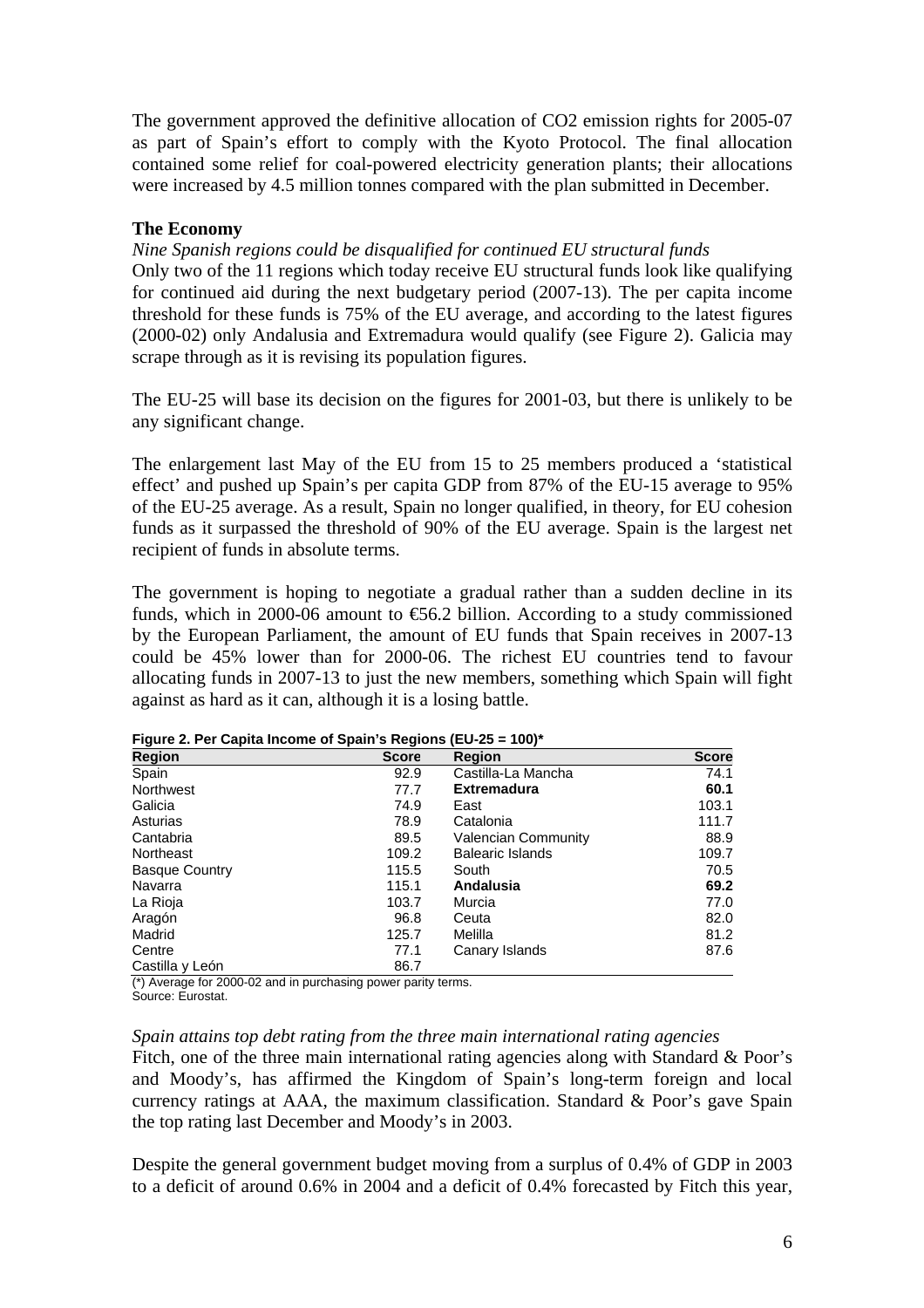The government approved the definitive allocation of $CO_2$ emission rights for 2005-07 as part of Spain's effort to comply with the Kyoto Protocol. The final allocation contained some relief for coal-powered electricity generation plants; their allocations were increased by 4.5 million tonnes compared with the plan submitted in December.

### The Economy

*Nine Spanish regions could be disqualified for continued EU structural funds*

Only two of the 11 regions which today receive EU structural funds look like qualifying for continued aid during the next budgetary period (2007-13). The per capita income threshold for these funds is 75% of the EU average, and according to the latest figures (2000-02) only Andalusia and Extremadura would qualify (see Figure 2). Galicia may scrape through as it is revising its population figures.

The EU-25 will base its decision on the figures for 2001-03, but there is unlikely to be any significant change.

The enlargement last May of the EU from 15 to 25 members produced a 'statistical effect' and pushed up Spain's per capita GDP from 87% of the EU-15 average to 95% of the EU-25 average. As a result, Spain no longer qualified, in theory, for EU cohesion funds as it surpassed the threshold of 90% of the EU average. Spain is the largest net recipient of funds in absolute terms.

The government is hoping to negotiate a gradual rather than a sudden decline in its funds, which in 2000-06 amount to €56.2 billion. According to a study commissioned by the European Parliament, the amount of EU funds that Spain receives in 2007-13 could be 45% lower than for 2000-06. The richest EU countries tend to favour allocating funds in 2007-13 to just the new members, something which Spain will fight against as hard as it can, although it is a losing battle.

**Figure 2. Per Capita Income of Spain's Regions (EU-25 = 100)***

| Region | Score | Region | Score |
|---|---|---|---|
| Spain | 92.9 | Castilla-La Mancha | 74.1 |
| Northwest | 77.7 | **Extremadura** | **60.1** |
| Galicia | 74.9 | East | 103.1 |
| Asturias | 78.9 | Catalonia | 111.7 |
| Cantabria | 89.5 | Valencian Community | 88.9 |
| Northeast | 109.2 | Balearic Islands | 109.7 |
| Basque Country | 115.5 | South | 70.5 |
| Navarra | 115.1 | **Andalusia** | **69.2** |
| La Rioja | 103.7 | Murcia | 77.0 |
| Aragón | 96.8 | Ceuta | 82.0 |
| Madrid | 125.7 | Melilla | 81.2 |
| Centre | 77.1 | Canary Islands | 87.6 |
| Castilla y León | 86.7 | | |

(*) Average for 2000-02 and in purchasing power parity terms.

Source: Eurostat.

*Spain attains top debt rating from the three main international rating agencies*

Fitch, one of the three main international rating agencies along with Standard & Poor's and Moody's, has affirmed the Kingdom of Spain's long-term foreign and local currency ratings at AAA, the maximum classification. Standard & Poor's gave Spain the top rating last December and Moody's in 2003.

Despite the general government budget moving from a surplus of 0.4% of GDP in 2003 to a deficit of around 0.6% in 2004 and a deficit of 0.4% forecasted by Fitch this year,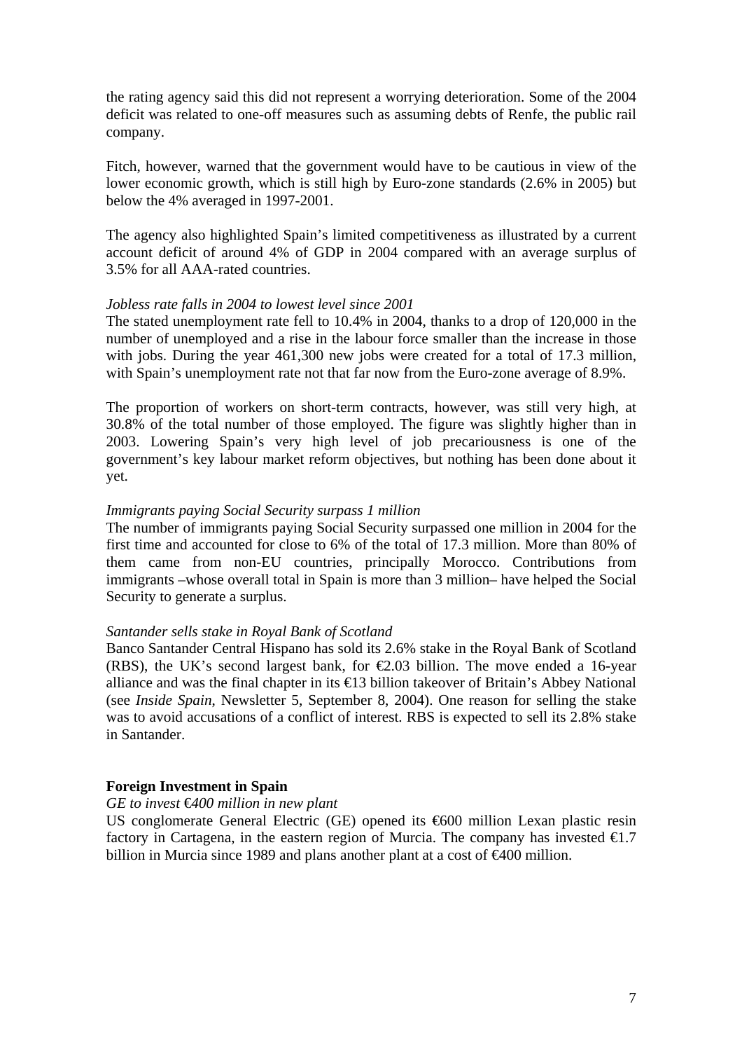the rating agency said this did not represent a worrying deterioration. Some of the 2004 deficit was related to one-off measures such as assuming debts of Renfe, the public rail company.

Fitch, however, warned that the government would have to be cautious in view of the lower economic growth, which is still high by Euro-zone standards (2.6% in 2005) but below the 4% averaged in 1997-2001.

The agency also highlighted Spain's limited competitiveness as illustrated by a current account deficit of around 4% of GDP in 2004 compared with an average surplus of 3.5% for all AAA-rated countries.

*Jobless rate falls in 2004 to lowest level since 2001*

The stated unemployment rate fell to 10.4% in 2004, thanks to a drop of 120,000 in the number of unemployed and a rise in the labour force smaller than the increase in those with jobs. During the year 461,300 new jobs were created for a total of 17.3 million, with Spain's unemployment rate not that far now from the Euro-zone average of 8.9%.

The proportion of workers on short-term contracts, however, was still very high, at 30.8% of the total number of those employed. The figure was slightly higher than in 2003. Lowering Spain's very high level of job precariousness is one of the government's key labour market reform objectives, but nothing has been done about it yet.

*Immigrants paying Social Security surpass 1 million*

The number of immigrants paying Social Security surpassed one million in 2004 for the first time and accounted for close to 6% of the total of 17.3 million. More than 80% of them came from non-EU countries, principally Morocco. Contributions from immigrants –whose overall total in Spain is more than 3 million– have helped the Social Security to generate a surplus.

*Santander sells stake in Royal Bank of Scotland*

Banco Santander Central Hispano has sold its 2.6% stake in the Royal Bank of Scotland (RBS), the UK's second largest bank, for €2.03 billion. The move ended a 16-year alliance and was the final chapter in its €13 billion takeover of Britain's Abbey National (see *Inside Spain*, Newsletter 5, September 8, 2004). One reason for selling the stake was to avoid accusations of a conflict of interest. RBS is expected to sell its 2.8% stake in Santander.

**Foreign Investment in Spain**

*GE to invest €400 million in new plant*

US conglomerate General Electric (GE) opened its €600 million Lexan plastic resin factory in Cartagena, in the eastern region of Murcia. The company has invested €1.7 billion in Murcia since 1989 and plans another plant at a cost of €400 million.